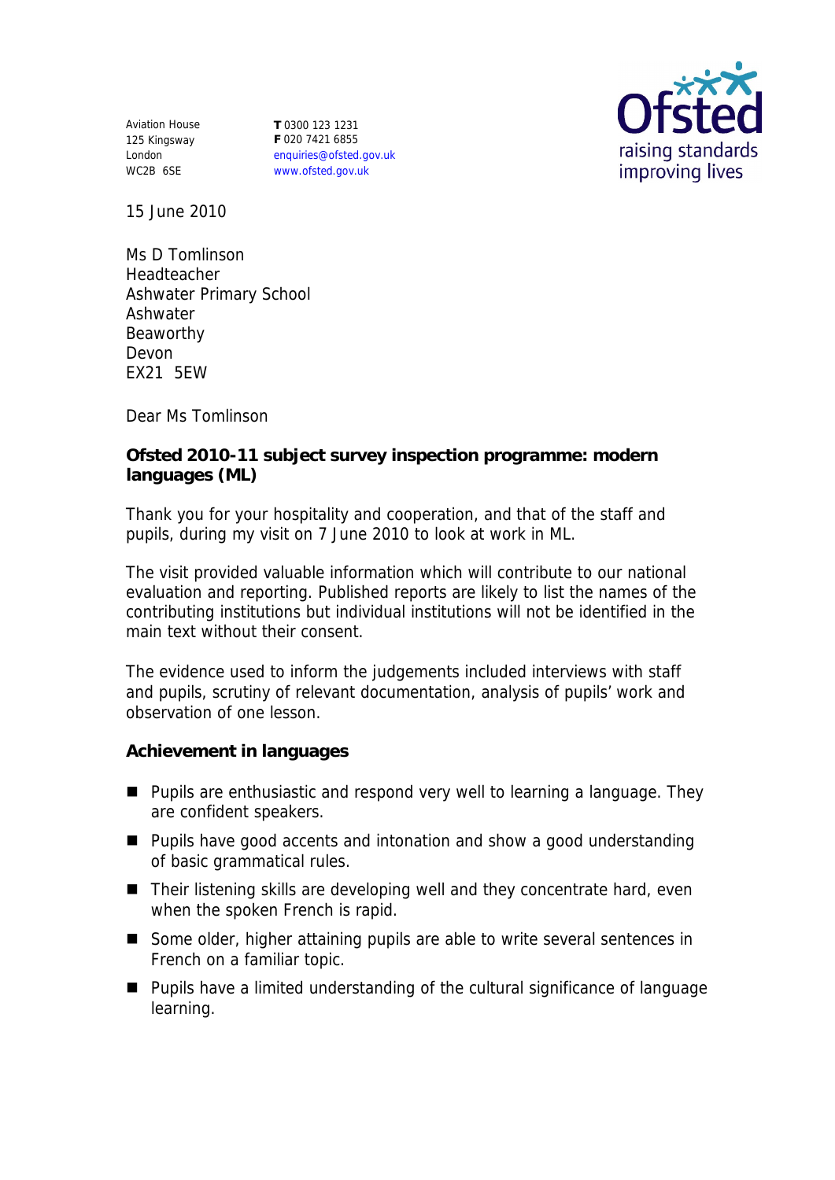Aviation House
125 Kingsway
London
WC2B 6SE

**T** 0300 123 1231
**F** 020 7421 6855
enquiries@ofsted.gov.uk
www.ofsted.gov.uk

15 June 2010

Ms D Tomlinson
Headteacher
Ashwater Primary School
Ashwater
Beaworthy
Devon
EX21 5EW

Dear Ms Tomlinson

**Ofsted 2010-11 subject survey inspection programme: modern languages (ML)**

Thank you for your hospitality and cooperation, and that of the staff and pupils, during my visit on 7 June 2010 to look at work in ML.

The visit provided valuable information which will contribute to our national evaluation and reporting. Published reports are likely to list the names of the contributing institutions but individual institutions will not be identified in the main text without their consent.

The evidence used to inform the judgements included interviews with staff and pupils, scrutiny of relevant documentation, analysis of pupils' work and observation of one lesson.

**Achievement in languages**

- Pupils are enthusiastic and respond very well to learning a language. They are confident speakers.
- Pupils have good accents and intonation and show a good understanding of basic grammatical rules.
- Their listening skills are developing well and they concentrate hard, even when the spoken French is rapid.
- Some older, higher attaining pupils are able to write several sentences in French on a familiar topic.
- Pupils have a limited understanding of the cultural significance of language learning.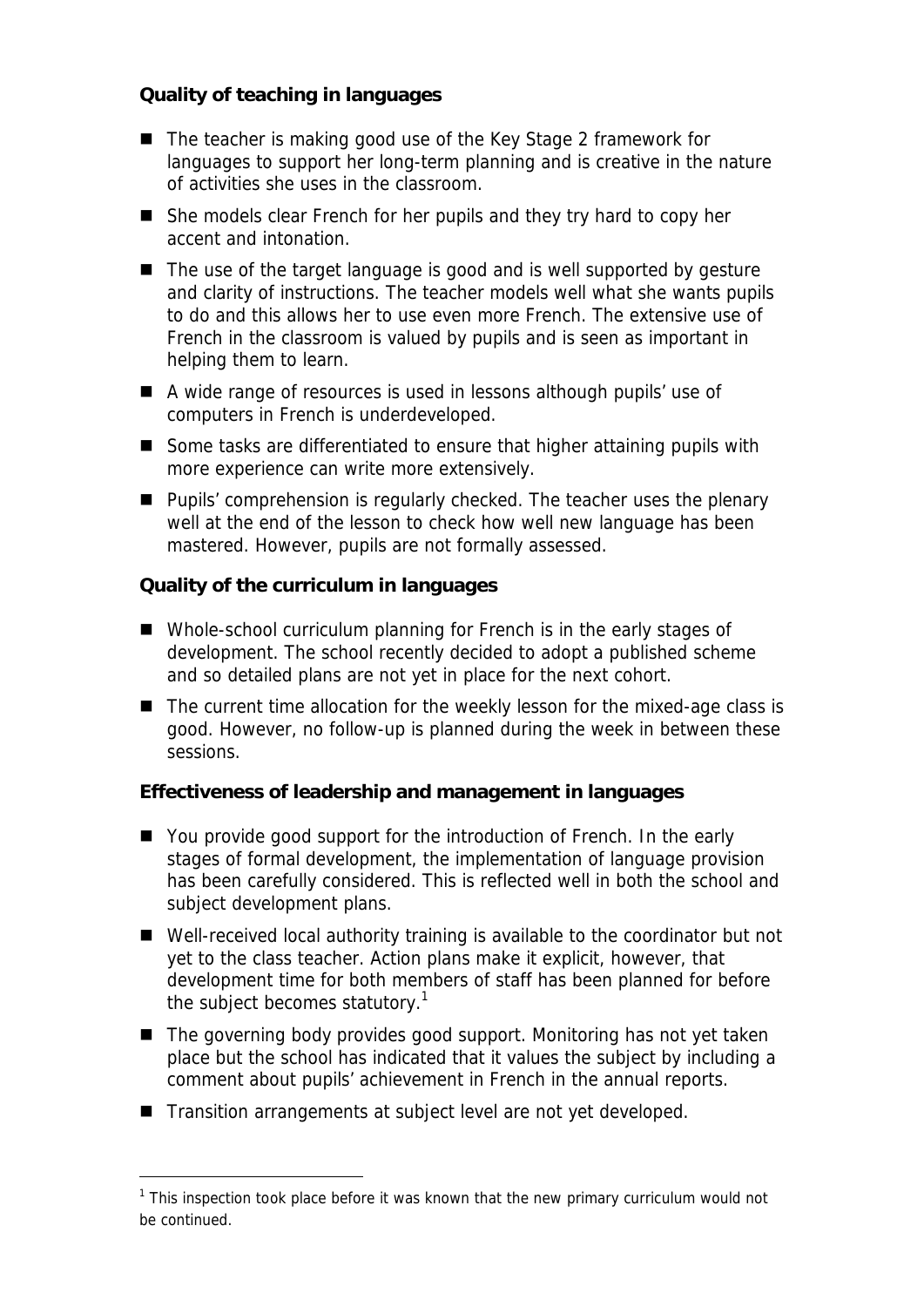**Quality of teaching in languages**

- The teacher is making good use of the Key Stage 2 framework for languages to support her long-term planning and is creative in the nature of activities she uses in the classroom.
- She models clear French for her pupils and they try hard to copy her accent and intonation.
- The use of the target language is good and is well supported by gesture and clarity of instructions. The teacher models well what she wants pupils to do and this allows her to use even more French. The extensive use of French in the classroom is valued by pupils and is seen as important in helping them to learn.
- A wide range of resources is used in lessons although pupils' use of computers in French is underdeveloped.
- Some tasks are differentiated to ensure that higher attaining pupils with more experience can write more extensively.
- Pupils' comprehension is regularly checked. The teacher uses the plenary well at the end of the lesson to check how well new language has been mastered. However, pupils are not formally assessed.

**Quality of the curriculum in languages**

- Whole-school curriculum planning for French is in the early stages of development. The school recently decided to adopt a published scheme and so detailed plans are not yet in place for the next cohort.
- The current time allocation for the weekly lesson for the mixed-age class is good. However, no follow-up is planned during the week in between these sessions.

**Effectiveness of leadership and management in languages**

- You provide good support for the introduction of French. In the early stages of formal development, the implementation of language provision has been carefully considered. This is reflected well in both the school and subject development plans.
- Well-received local authority training is available to the coordinator but not yet to the class teacher. Action plans make it explicit, however, that development time for both members of staff has been planned for before the subject becomes statutory.[1]
- The governing body provides good support. Monitoring has not yet taken place but the school has indicated that it values the subject by including a comment about pupils' achievement in French in the annual reports.
- Transition arrangements at subject level are not yet developed.

---

[1] This inspection took place before it was known that the new primary curriculum would not be continued.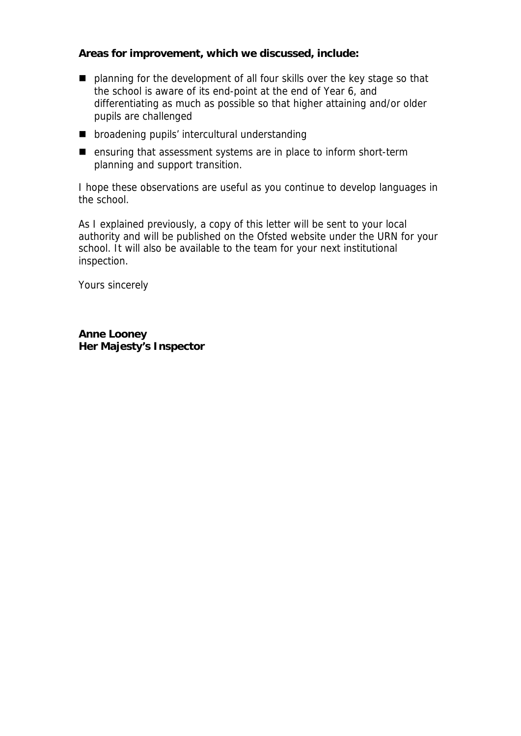**Areas for improvement, which we discussed, include:**

- planning for the development of all four skills over the key stage so that the school is aware of its end-point at the end of Year 6, and differentiating as much as possible so that higher attaining and/or older pupils are challenged
- broadening pupils' intercultural understanding
- ensuring that assessment systems are in place to inform short-term planning and support transition.

I hope these observations are useful as you continue to develop languages in the school.

As I explained previously, a copy of this letter will be sent to your local authority and will be published on the Ofsted website under the URN for your school. It will also be available to the team for your next institutional inspection.

Yours sincerely

**Anne Looney**
**Her Majesty's Inspector**